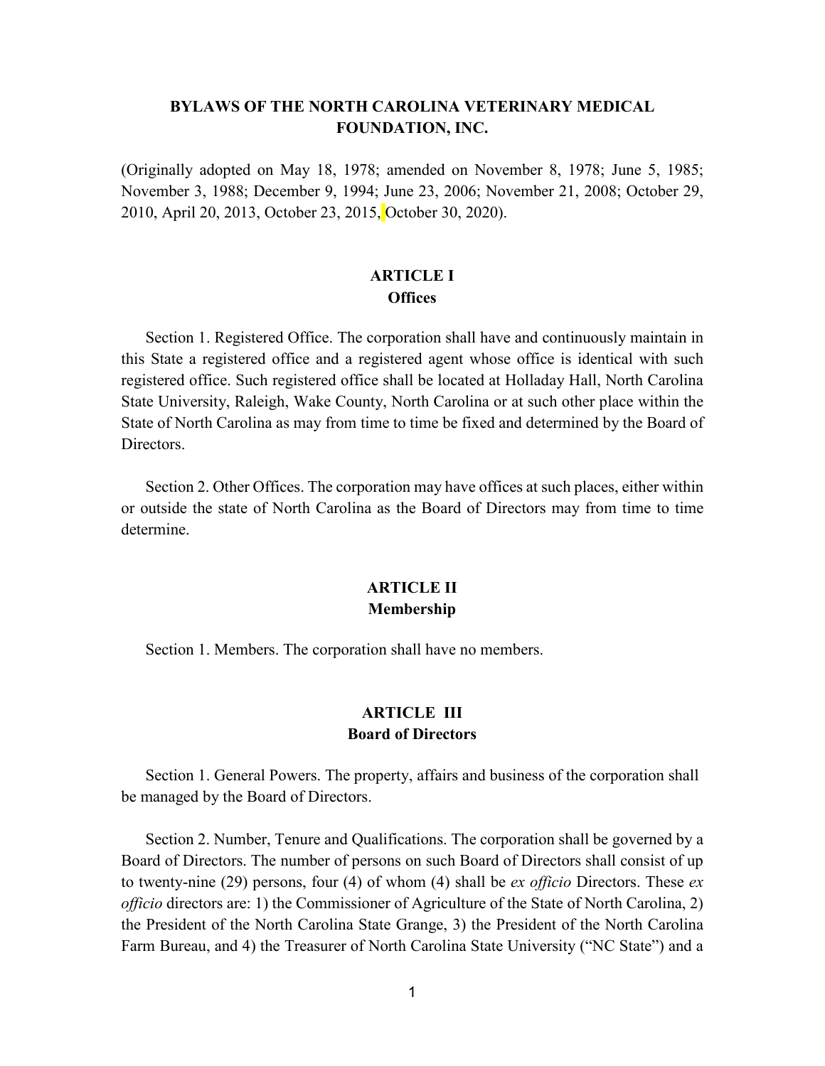# BYLAWS OF THE NORTH CAROLINA VETERINARY MEDICAL FOUNDATION, INC.

(Originally adopted on May 18, 1978; amended on November 8, 1978; June 5, 1985; November 3, 1988; December 9, 1994; June 23, 2006; November 21, 2008; October 29, 2010, April 20, 2013, October 23, 2015, October 30, 2020).

## ARTICLE I
## Offices

Section 1. Registered Office. The corporation shall have and continuously maintain in this State a registered office and a registered agent whose office is identical with such registered office. Such registered office shall be located at Holladay Hall, North Carolina State University, Raleigh, Wake County, North Carolina or at such other place within the State of North Carolina as may from time to time be fixed and determined by the Board of Directors.

Section 2. Other Offices. The corporation may have offices at such places, either within or outside the state of North Carolina as the Board of Directors may from time to time determine.

## ARTICLE II
## Membership

Section 1. Members. The corporation shall have no members.

## ARTICLE III
## Board of Directors

Section 1. General Powers. The property, affairs and business of the corporation shall be managed by the Board of Directors.

Section 2. Number, Tenure and Qualifications. The corporation shall be governed by a Board of Directors. The number of persons on such Board of Directors shall consist of up to twenty-nine (29) persons, four (4) of whom (4) shall be *ex officio* Directors. These *ex officio* directors are: 1) the Commissioner of Agriculture of the State of North Carolina, 2) the President of the North Carolina State Grange, 3) the President of the North Carolina Farm Bureau, and 4) the Treasurer of North Carolina State University ("NC State") and a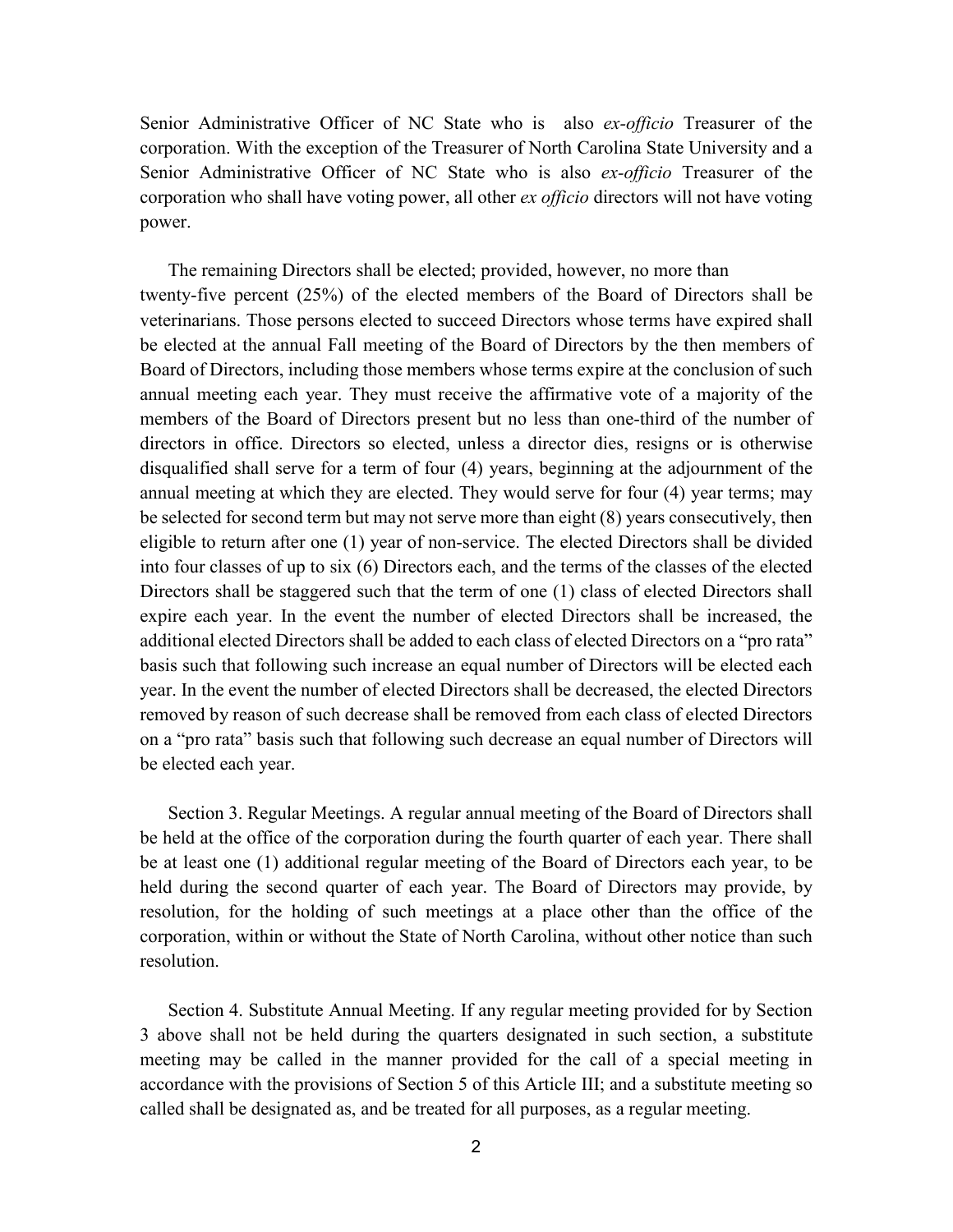Senior Administrative Officer of NC State who is also *ex-officio* Treasurer of the corporation. With the exception of the Treasurer of North Carolina State University and a Senior Administrative Officer of NC State who is also *ex-officio* Treasurer of the corporation who shall have voting power, all other *ex officio* directors will not have voting power.

The remaining Directors shall be elected; provided, however, no more than twenty-five percent (25%) of the elected members of the Board of Directors shall be veterinarians. Those persons elected to succeed Directors whose terms have expired shall be elected at the annual Fall meeting of the Board of Directors by the then members of Board of Directors, including those members whose terms expire at the conclusion of such annual meeting each year. They must receive the affirmative vote of a majority of the members of the Board of Directors present but no less than one-third of the number of directors in office. Directors so elected, unless a director dies, resigns or is otherwise disqualified shall serve for a term of four (4) years, beginning at the adjournment of the annual meeting at which they are elected. They would serve for four (4) year terms; may be selected for second term but may not serve more than eight (8) years consecutively, then eligible to return after one (1) year of non-service. The elected Directors shall be divided into four classes of up to six (6) Directors each, and the terms of the classes of the elected Directors shall be staggered such that the term of one (1) class of elected Directors shall expire each year. In the event the number of elected Directors shall be increased, the additional elected Directors shall be added to each class of elected Directors on a "pro rata" basis such that following such increase an equal number of Directors will be elected each year. In the event the number of elected Directors shall be decreased, the elected Directors removed by reason of such decrease shall be removed from each class of elected Directors on a "pro rata" basis such that following such decrease an equal number of Directors will be elected each year.

Section 3. Regular Meetings. A regular annual meeting of the Board of Directors shall be held at the office of the corporation during the fourth quarter of each year. There shall be at least one (1) additional regular meeting of the Board of Directors each year, to be held during the second quarter of each year. The Board of Directors may provide, by resolution, for the holding of such meetings at a place other than the office of the corporation, within or without the State of North Carolina, without other notice than such resolution.

Section 4. Substitute Annual Meeting. If any regular meeting provided for by Section 3 above shall not be held during the quarters designated in such section, a substitute meeting may be called in the manner provided for the call of a special meeting in accordance with the provisions of Section 5 of this Article III; and a substitute meeting so called shall be designated as, and be treated for all purposes, as a regular meeting.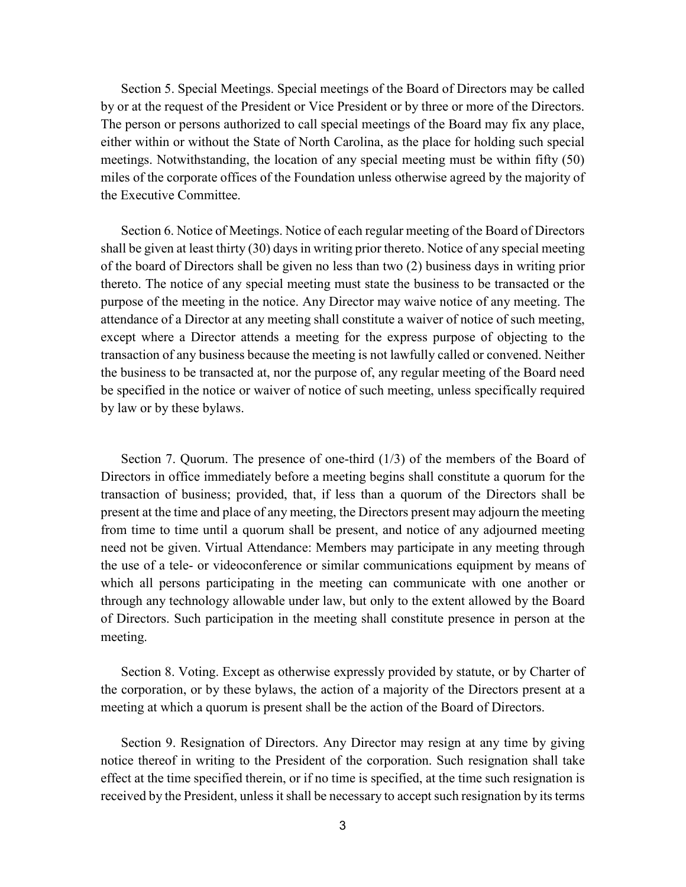Section 5. Special Meetings. Special meetings of the Board of Directors may be called by or at the request of the President or Vice President or by three or more of the Directors. The person or persons authorized to call special meetings of the Board may fix any place, either within or without the State of North Carolina, as the place for holding such special meetings. Notwithstanding, the location of any special meeting must be within fifty (50) miles of the corporate offices of the Foundation unless otherwise agreed by the majority of the Executive Committee.

Section 6. Notice of Meetings. Notice of each regular meeting of the Board of Directors shall be given at least thirty (30) days in writing prior thereto. Notice of any special meeting of the board of Directors shall be given no less than two (2) business days in writing prior thereto. The notice of any special meeting must state the business to be transacted or the purpose of the meeting in the notice. Any Director may waive notice of any meeting. The attendance of a Director at any meeting shall constitute a waiver of notice of such meeting, except where a Director attends a meeting for the express purpose of objecting to the transaction of any business because the meeting is not lawfully called or convened. Neither the business to be transacted at, nor the purpose of, any regular meeting of the Board need be specified in the notice or waiver of notice of such meeting, unless specifically required by law or by these bylaws.

Section 7. Quorum. The presence of one-third (1/3) of the members of the Board of Directors in office immediately before a meeting begins shall constitute a quorum for the transaction of business; provided, that, if less than a quorum of the Directors shall be present at the time and place of any meeting, the Directors present may adjourn the meeting from time to time until a quorum shall be present, and notice of any adjourned meeting need not be given. Virtual Attendance: Members may participate in any meeting through the use of a tele- or videoconference or similar communications equipment by means of which all persons participating in the meeting can communicate with one another or through any technology allowable under law, but only to the extent allowed by the Board of Directors. Such participation in the meeting shall constitute presence in person at the meeting.

Section 8. Voting. Except as otherwise expressly provided by statute, or by Charter of the corporation, or by these bylaws, the action of a majority of the Directors present at a meeting at which a quorum is present shall be the action of the Board of Directors.

Section 9. Resignation of Directors. Any Director may resign at any time by giving notice thereof in writing to the President of the corporation. Such resignation shall take effect at the time specified therein, or if no time is specified, at the time such resignation is received by the President, unless it shall be necessary to accept such resignation by its terms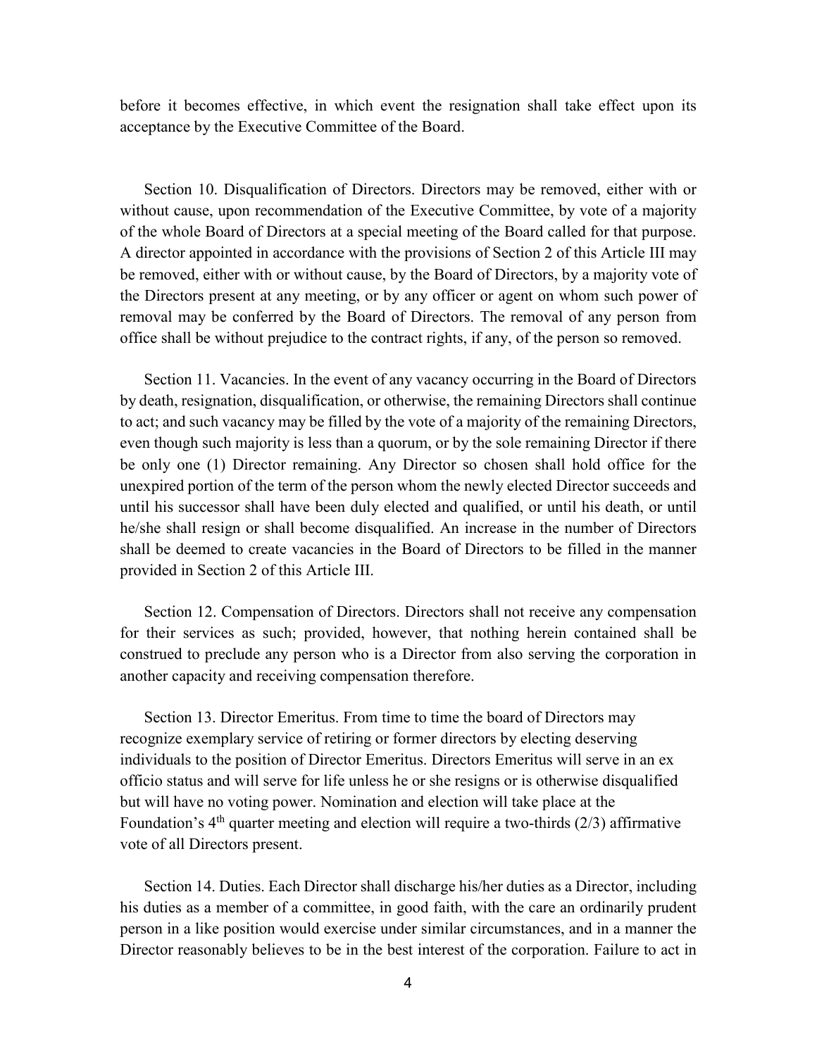before it becomes effective, in which event the resignation shall take effect upon its acceptance by the Executive Committee of the Board.

Section 10. Disqualification of Directors. Directors may be removed, either with or without cause, upon recommendation of the Executive Committee, by vote of a majority of the whole Board of Directors at a special meeting of the Board called for that purpose. A director appointed in accordance with the provisions of Section 2 of this Article III may be removed, either with or without cause, by the Board of Directors, by a majority vote of the Directors present at any meeting, or by any officer or agent on whom such power of removal may be conferred by the Board of Directors. The removal of any person from office shall be without prejudice to the contract rights, if any, of the person so removed.

Section 11. Vacancies. In the event of any vacancy occurring in the Board of Directors by death, resignation, disqualification, or otherwise, the remaining Directors shall continue to act; and such vacancy may be filled by the vote of a majority of the remaining Directors, even though such majority is less than a quorum, or by the sole remaining Director if there be only one (1) Director remaining. Any Director so chosen shall hold office for the unexpired portion of the term of the person whom the newly elected Director succeeds and until his successor shall have been duly elected and qualified, or until his death, or until he/she shall resign or shall become disqualified. An increase in the number of Directors shall be deemed to create vacancies in the Board of Directors to be filled in the manner provided in Section 2 of this Article III.

Section 12. Compensation of Directors. Directors shall not receive any compensation for their services as such; provided, however, that nothing herein contained shall be construed to preclude any person who is a Director from also serving the corporation in another capacity and receiving compensation therefore.

Section 13. Director Emeritus. From time to time the board of Directors may recognize exemplary service of retiring or former directors by electing deserving individuals to the position of Director Emeritus. Directors Emeritus will serve in an ex officio status and will serve for life unless he or she resigns or is otherwise disqualified but will have no voting power. Nomination and election will take place at the Foundation's 4th quarter meeting and election will require a two-thirds (2/3) affirmative vote of all Directors present.

Section 14. Duties. Each Director shall discharge his/her duties as a Director, including his duties as a member of a committee, in good faith, with the care an ordinarily prudent person in a like position would exercise under similar circumstances, and in a manner the Director reasonably believes to be in the best interest of the corporation. Failure to act in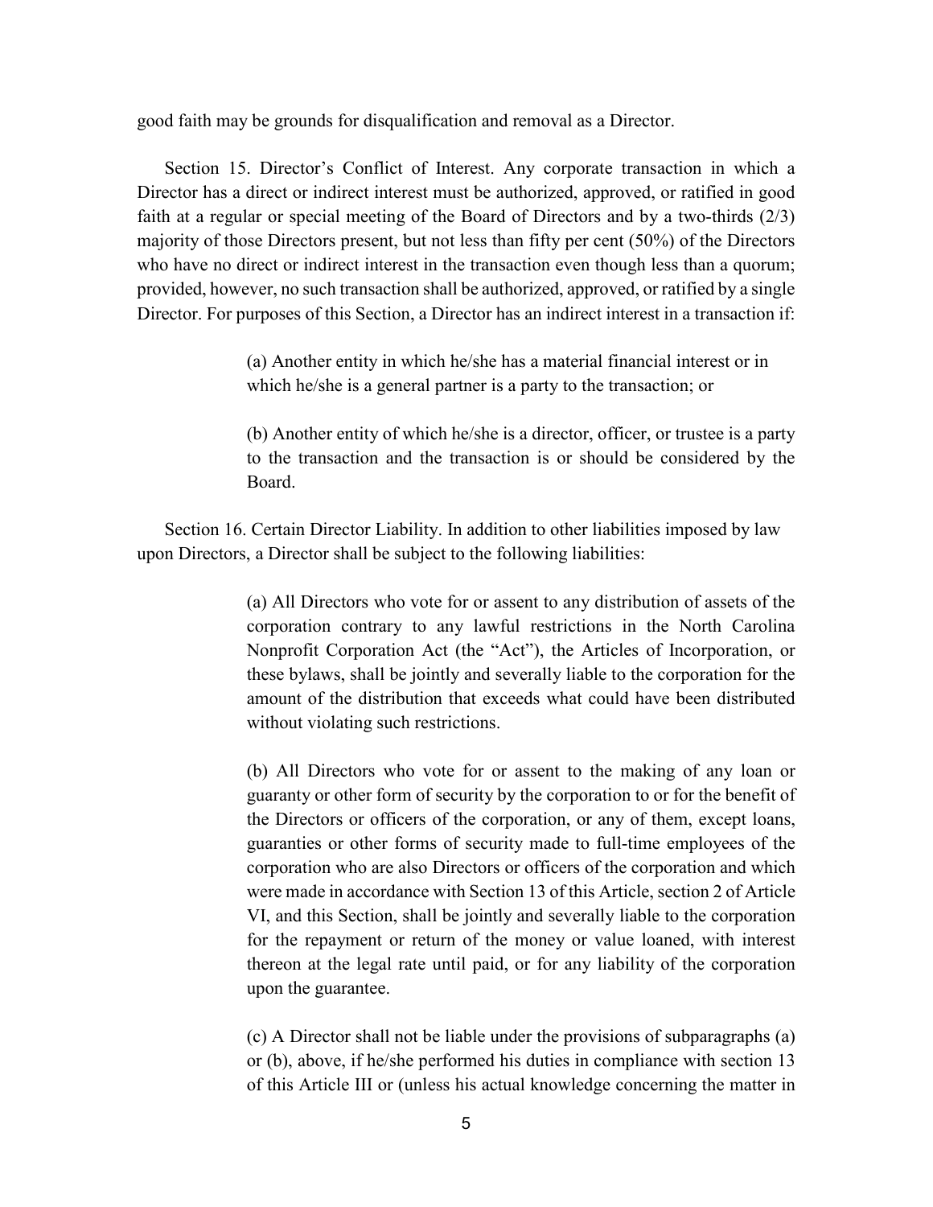good faith may be grounds for disqualification and removal as a Director.

Section 15. Director's Conflict of Interest. Any corporate transaction in which a Director has a direct or indirect interest must be authorized, approved, or ratified in good faith at a regular or special meeting of the Board of Directors and by a two-thirds (2/3) majority of those Directors present, but not less than fifty per cent (50%) of the Directors who have no direct or indirect interest in the transaction even though less than a quorum; provided, however, no such transaction shall be authorized, approved, or ratified by a single Director. For purposes of this Section, a Director has an indirect interest in a transaction if:

> (a) Another entity in which he/she has a material financial interest or in which he/she is a general partner is a party to the transaction; or
>
> (b) Another entity of which he/she is a director, officer, or trustee is a party to the transaction and the transaction is or should be considered by the Board.

Section 16. Certain Director Liability. In addition to other liabilities imposed by law upon Directors, a Director shall be subject to the following liabilities:

> (a) All Directors who vote for or assent to any distribution of assets of the corporation contrary to any lawful restrictions in the North Carolina Nonprofit Corporation Act (the "Act"), the Articles of Incorporation, or these bylaws, shall be jointly and severally liable to the corporation for the amount of the distribution that exceeds what could have been distributed without violating such restrictions.
>
> (b) All Directors who vote for or assent to the making of any loan or guaranty or other form of security by the corporation to or for the benefit of the Directors or officers of the corporation, or any of them, except loans, guaranties or other forms of security made to full-time employees of the corporation who are also Directors or officers of the corporation and which were made in accordance with Section 13 of this Article, section 2 of Article VI, and this Section, shall be jointly and severally liable to the corporation for the repayment or return of the money or value loaned, with interest thereon at the legal rate until paid, or for any liability of the corporation upon the guarantee.
>
> (c) A Director shall not be liable under the provisions of subparagraphs (a) or (b), above, if he/she performed his duties in compliance with section 13 of this Article III or (unless his actual knowledge concerning the matter in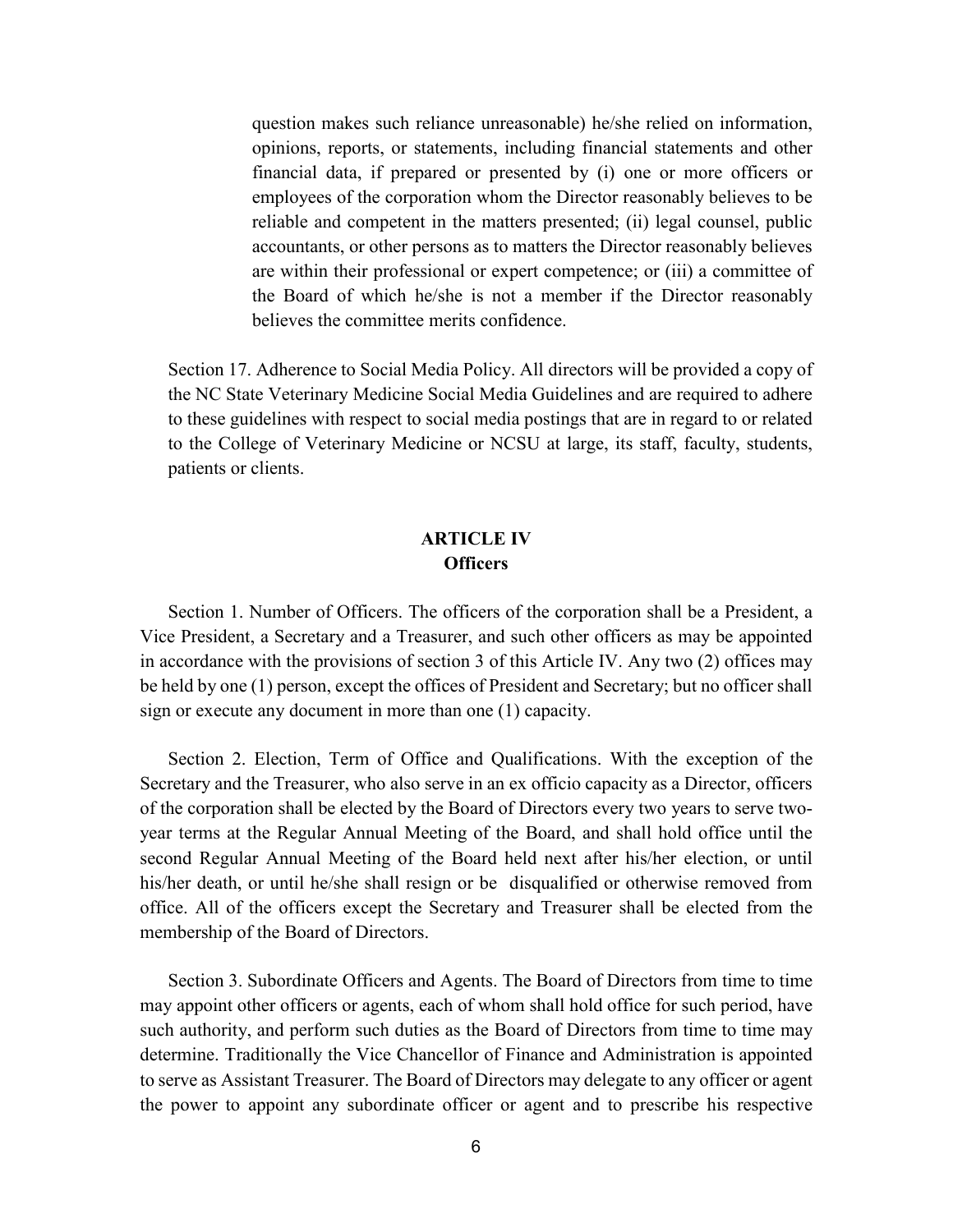question makes such reliance unreasonable) he/she relied on information, opinions, reports, or statements, including financial statements and other financial data, if prepared or presented by (i) one or more officers or employees of the corporation whom the Director reasonably believes to be reliable and competent in the matters presented; (ii) legal counsel, public accountants, or other persons as to matters the Director reasonably believes are within their professional or expert competence; or (iii) a committee of the Board of which he/she is not a member if the Director reasonably believes the committee merits confidence.

Section 17. Adherence to Social Media Policy. All directors will be provided a copy of the NC State Veterinary Medicine Social Media Guidelines and are required to adhere to these guidelines with respect to social media postings that are in regard to or related to the College of Veterinary Medicine or NCSU at large, its staff, faculty, students, patients or clients.

## ARTICLE IV
## Officers

Section 1. Number of Officers. The officers of the corporation shall be a President, a Vice President, a Secretary and a Treasurer, and such other officers as may be appointed in accordance with the provisions of section 3 of this Article IV. Any two (2) offices may be held by one (1) person, except the offices of President and Secretary; but no officer shall sign or execute any document in more than one (1) capacity.

Section 2. Election, Term of Office and Qualifications. With the exception of the Secretary and the Treasurer, who also serve in an ex officio capacity as a Director, officers of the corporation shall be elected by the Board of Directors every two years to serve two-year terms at the Regular Annual Meeting of the Board, and shall hold office until the second Regular Annual Meeting of the Board held next after his/her election, or until his/her death, or until he/she shall resign or be disqualified or otherwise removed from office. All of the officers except the Secretary and Treasurer shall be elected from the membership of the Board of Directors.

Section 3. Subordinate Officers and Agents. The Board of Directors from time to time may appoint other officers or agents, each of whom shall hold office for such period, have such authority, and perform such duties as the Board of Directors from time to time may determine. Traditionally the Vice Chancellor of Finance and Administration is appointed to serve as Assistant Treasurer. The Board of Directors may delegate to any officer or agent the power to appoint any subordinate officer or agent and to prescribe his respective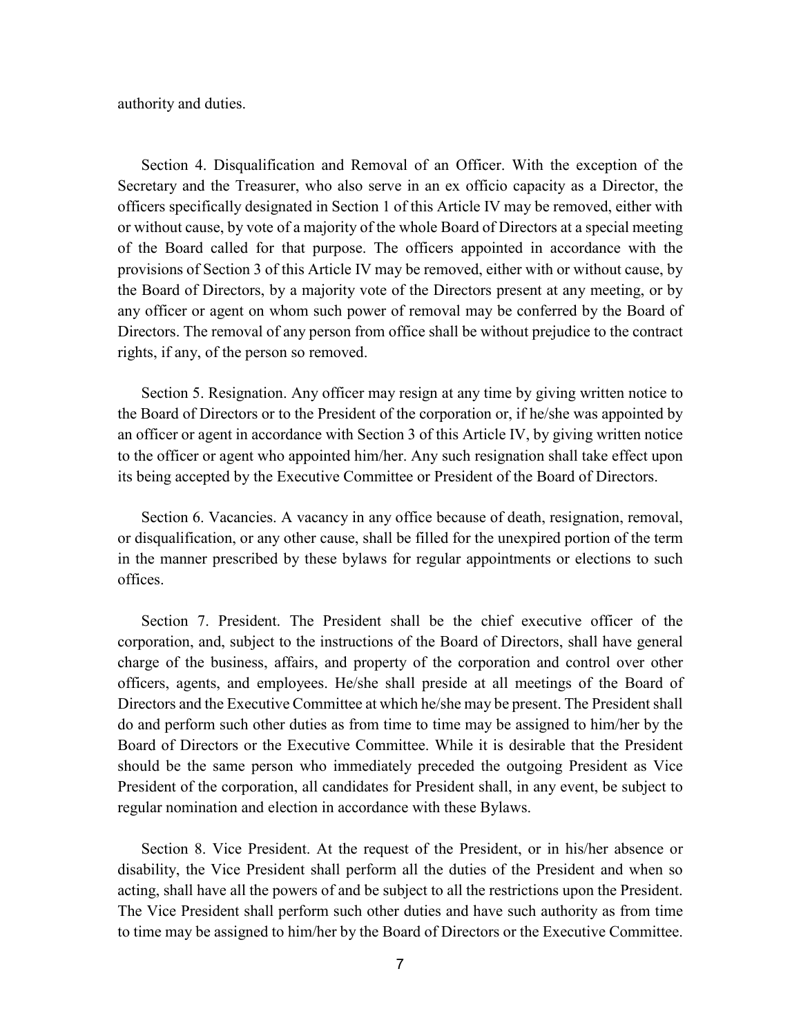authority and duties.

Section 4. Disqualification and Removal of an Officer. With the exception of the Secretary and the Treasurer, who also serve in an ex officio capacity as a Director, the officers specifically designated in Section 1 of this Article IV may be removed, either with or without cause, by vote of a majority of the whole Board of Directors at a special meeting of the Board called for that purpose. The officers appointed in accordance with the provisions of Section 3 of this Article IV may be removed, either with or without cause, by the Board of Directors, by a majority vote of the Directors present at any meeting, or by any officer or agent on whom such power of removal may be conferred by the Board of Directors. The removal of any person from office shall be without prejudice to the contract rights, if any, of the person so removed.

Section 5. Resignation. Any officer may resign at any time by giving written notice to the Board of Directors or to the President of the corporation or, if he/she was appointed by an officer or agent in accordance with Section 3 of this Article IV, by giving written notice to the officer or agent who appointed him/her. Any such resignation shall take effect upon its being accepted by the Executive Committee or President of the Board of Directors.

Section 6. Vacancies. A vacancy in any office because of death, resignation, removal, or disqualification, or any other cause, shall be filled for the unexpired portion of the term in the manner prescribed by these bylaws for regular appointments or elections to such offices.

Section 7. President. The President shall be the chief executive officer of the corporation, and, subject to the instructions of the Board of Directors, shall have general charge of the business, affairs, and property of the corporation and control over other officers, agents, and employees. He/she shall preside at all meetings of the Board of Directors and the Executive Committee at which he/she may be present. The President shall do and perform such other duties as from time to time may be assigned to him/her by the Board of Directors or the Executive Committee. While it is desirable that the President should be the same person who immediately preceded the outgoing President as Vice President of the corporation, all candidates for President shall, in any event, be subject to regular nomination and election in accordance with these Bylaws.

Section 8. Vice President. At the request of the President, or in his/her absence or disability, the Vice President shall perform all the duties of the President and when so acting, shall have all the powers of and be subject to all the restrictions upon the President. The Vice President shall perform such other duties and have such authority as from time to time may be assigned to him/her by the Board of Directors or the Executive Committee.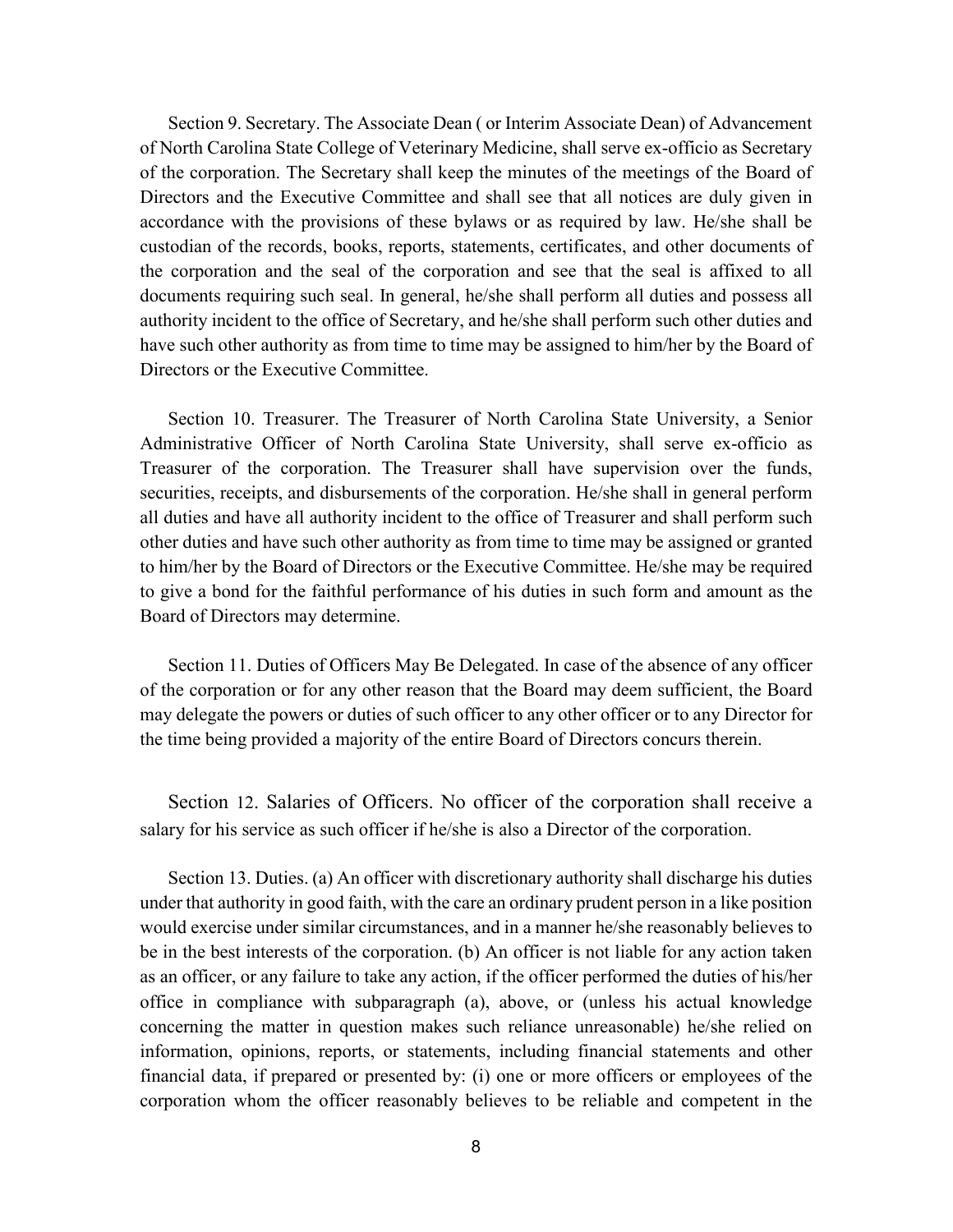Section 9. Secretary. The Associate Dean ( or Interim Associate Dean) of Advancement of North Carolina State College of Veterinary Medicine, shall serve ex-officio as Secretary of the corporation. The Secretary shall keep the minutes of the meetings of the Board of Directors and the Executive Committee and shall see that all notices are duly given in accordance with the provisions of these bylaws or as required by law. He/she shall be custodian of the records, books, reports, statements, certificates, and other documents of the corporation and the seal of the corporation and see that the seal is affixed to all documents requiring such seal. In general, he/she shall perform all duties and possess all authority incident to the office of Secretary, and he/she shall perform such other duties and have such other authority as from time to time may be assigned to him/her by the Board of Directors or the Executive Committee.

Section 10. Treasurer. The Treasurer of North Carolina State University, a Senior Administrative Officer of North Carolina State University, shall serve ex-officio as Treasurer of the corporation. The Treasurer shall have supervision over the funds, securities, receipts, and disbursements of the corporation. He/she shall in general perform all duties and have all authority incident to the office of Treasurer and shall perform such other duties and have such other authority as from time to time may be assigned or granted to him/her by the Board of Directors or the Executive Committee. He/she may be required to give a bond for the faithful performance of his duties in such form and amount as the Board of Directors may determine.

Section 11. Duties of Officers May Be Delegated. In case of the absence of any officer of the corporation or for any other reason that the Board may deem sufficient, the Board may delegate the powers or duties of such officer to any other officer or to any Director for the time being provided a majority of the entire Board of Directors concurs therein.

Section 12. Salaries of Officers. No officer of the corporation shall receive a salary for his service as such officer if he/she is also a Director of the corporation.

Section 13. Duties. (a) An officer with discretionary authority shall discharge his duties under that authority in good faith, with the care an ordinary prudent person in a like position would exercise under similar circumstances, and in a manner he/she reasonably believes to be in the best interests of the corporation. (b) An officer is not liable for any action taken as an officer, or any failure to take any action, if the officer performed the duties of his/her office in compliance with subparagraph (a), above, or (unless his actual knowledge concerning the matter in question makes such reliance unreasonable) he/she relied on information, opinions, reports, or statements, including financial statements and other financial data, if prepared or presented by: (i) one or more officers or employees of the corporation whom the officer reasonably believes to be reliable and competent in the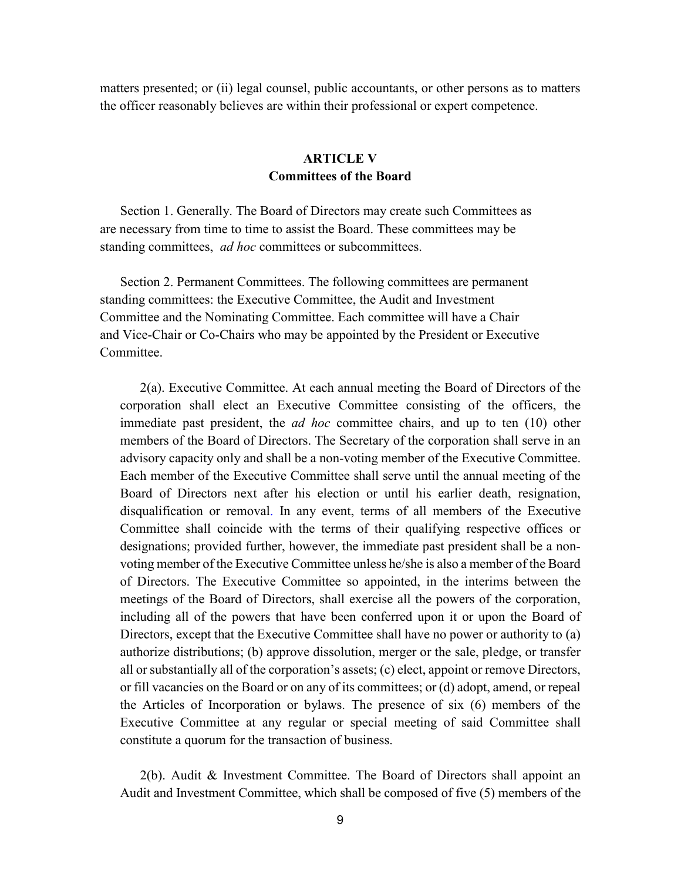matters presented; or (ii) legal counsel, public accountants, or other persons as to matters the officer reasonably believes are within their professional or expert competence.

## ARTICLE V
## Committees of the Board

Section 1. Generally. The Board of Directors may create such Committees as are necessary from time to time to assist the Board. These committees may be standing committees, *ad hoc* committees or subcommittees.

Section 2. Permanent Committees. The following committees are permanent standing committees: the Executive Committee, the Audit and Investment Committee and the Nominating Committee. Each committee will have a Chair and Vice-Chair or Co-Chairs who may be appointed by the President or Executive Committee.

2(a). Executive Committee. At each annual meeting the Board of Directors of the corporation shall elect an Executive Committee consisting of the officers, the immediate past president, the *ad hoc* committee chairs, and up to ten (10) other members of the Board of Directors. The Secretary of the corporation shall serve in an advisory capacity only and shall be a non-voting member of the Executive Committee. Each member of the Executive Committee shall serve until the annual meeting of the Board of Directors next after his election or until his earlier death, resignation, disqualification or removal. In any event, terms of all members of the Executive Committee shall coincide with the terms of their qualifying respective offices or designations; provided further, however, the immediate past president shall be a non-voting member of the Executive Committee unless he/she is also a member of the Board of Directors. The Executive Committee so appointed, in the interims between the meetings of the Board of Directors, shall exercise all the powers of the corporation, including all of the powers that have been conferred upon it or upon the Board of Directors, except that the Executive Committee shall have no power or authority to (a) authorize distributions; (b) approve dissolution, merger or the sale, pledge, or transfer all or substantially all of the corporation's assets; (c) elect, appoint or remove Directors, or fill vacancies on the Board or on any of its committees; or (d) adopt, amend, or repeal the Articles of Incorporation or bylaws. The presence of six (6) members of the Executive Committee at any regular or special meeting of said Committee shall constitute a quorum for the transaction of business.

2(b). Audit & Investment Committee. The Board of Directors shall appoint an Audit and Investment Committee, which shall be composed of five (5) members of the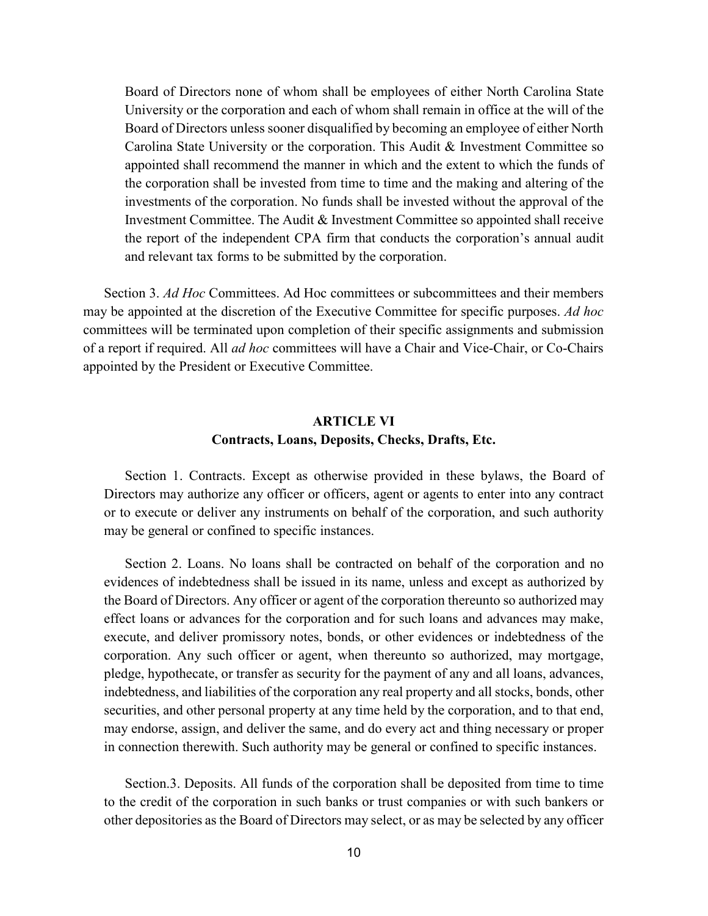Board of Directors none of whom shall be employees of either North Carolina State University or the corporation and each of whom shall remain in office at the will of the Board of Directors unless sooner disqualified by becoming an employee of either North Carolina State University or the corporation. This Audit & Investment Committee so appointed shall recommend the manner in which and the extent to which the funds of the corporation shall be invested from time to time and the making and altering of the investments of the corporation. No funds shall be invested without the approval of the Investment Committee. The Audit & Investment Committee so appointed shall receive the report of the independent CPA firm that conducts the corporation's annual audit and relevant tax forms to be submitted by the corporation.

Section 3. *Ad Hoc* Committees. Ad Hoc committees or subcommittees and their members may be appointed at the discretion of the Executive Committee for specific purposes. *Ad hoc* committees will be terminated upon completion of their specific assignments and submission of a report if required. All *ad hoc* committees will have a Chair and Vice-Chair, or Co-Chairs appointed by the President or Executive Committee.

## ARTICLE VI
### Contracts, Loans, Deposits, Checks, Drafts, Etc.

Section 1. Contracts. Except as otherwise provided in these bylaws, the Board of Directors may authorize any officer or officers, agent or agents to enter into any contract or to execute or deliver any instruments on behalf of the corporation, and such authority may be general or confined to specific instances.

Section 2. Loans. No loans shall be contracted on behalf of the corporation and no evidences of indebtedness shall be issued in its name, unless and except as authorized by the Board of Directors. Any officer or agent of the corporation thereunto so authorized may effect loans or advances for the corporation and for such loans and advances may make, execute, and deliver promissory notes, bonds, or other evidences or indebtedness of the corporation. Any such officer or agent, when thereunto so authorized, may mortgage, pledge, hypothecate, or transfer as security for the payment of any and all loans, advances, indebtedness, and liabilities of the corporation any real property and all stocks, bonds, other securities, and other personal property at any time held by the corporation, and to that end, may endorse, assign, and deliver the same, and do every act and thing necessary or proper in connection therewith. Such authority may be general or confined to specific instances.

Section.3. Deposits. All funds of the corporation shall be deposited from time to time to the credit of the corporation in such banks or trust companies or with such bankers or other depositories as the Board of Directors may select, or as may be selected by any officer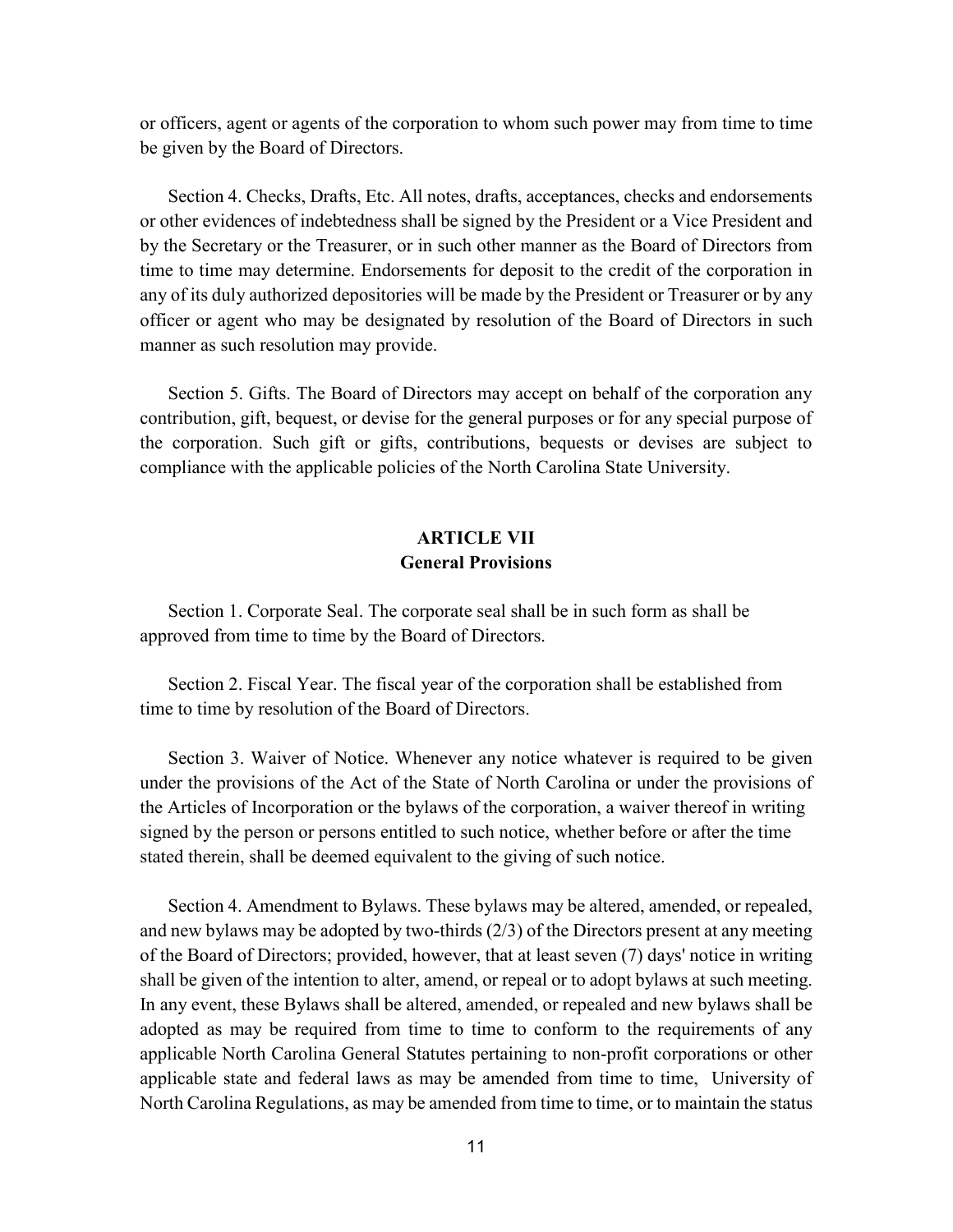or officers, agent or agents of the corporation to whom such power may from time to time be given by the Board of Directors.

Section 4. Checks, Drafts, Etc. All notes, drafts, acceptances, checks and endorsements or other evidences of indebtedness shall be signed by the President or a Vice President and by the Secretary or the Treasurer, or in such other manner as the Board of Directors from time to time may determine. Endorsements for deposit to the credit of the corporation in any of its duly authorized depositories will be made by the President or Treasurer or by any officer or agent who may be designated by resolution of the Board of Directors in such manner as such resolution may provide.

Section 5. Gifts. The Board of Directors may accept on behalf of the corporation any contribution, gift, bequest, or devise for the general purposes or for any special purpose of the corporation. Such gift or gifts, contributions, bequests or devises are subject to compliance with the applicable policies of the North Carolina State University.

## ARTICLE VII
## General Provisions

Section 1. Corporate Seal. The corporate seal shall be in such form as shall be approved from time to time by the Board of Directors.

Section 2. Fiscal Year. The fiscal year of the corporation shall be established from time to time by resolution of the Board of Directors.

Section 3. Waiver of Notice. Whenever any notice whatever is required to be given under the provisions of the Act of the State of North Carolina or under the provisions of the Articles of Incorporation or the bylaws of the corporation, a waiver thereof in writing signed by the person or persons entitled to such notice, whether before or after the time stated therein, shall be deemed equivalent to the giving of such notice.

Section 4. Amendment to Bylaws. These bylaws may be altered, amended, or repealed, and new bylaws may be adopted by two-thirds (2/3) of the Directors present at any meeting of the Board of Directors; provided, however, that at least seven (7) days' notice in writing shall be given of the intention to alter, amend, or repeal or to adopt bylaws at such meeting. In any event, these Bylaws shall be altered, amended, or repealed and new bylaws shall be adopted as may be required from time to time to conform to the requirements of any applicable North Carolina General Statutes pertaining to non-profit corporations or other applicable state and federal laws as may be amended from time to time, University of North Carolina Regulations, as may be amended from time to time, or to maintain the status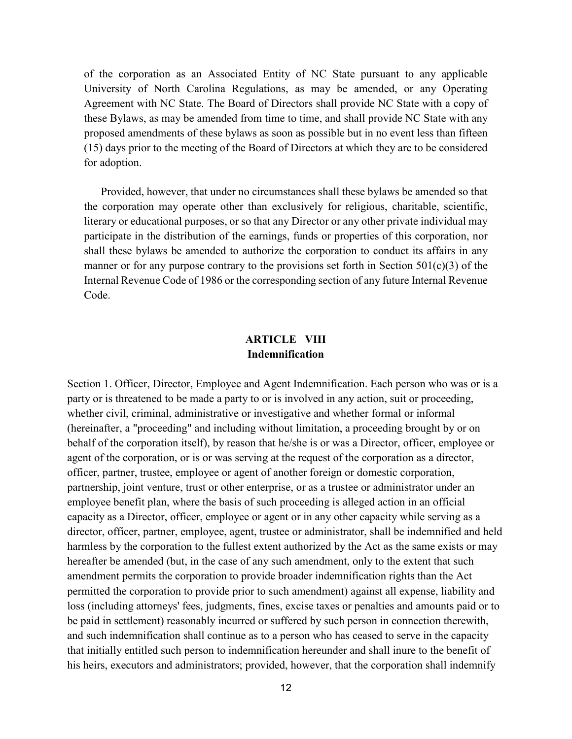of the corporation as an Associated Entity of NC State pursuant to any applicable University of North Carolina Regulations, as may be amended, or any Operating Agreement with NC State. The Board of Directors shall provide NC State with a copy of these Bylaws, as may be amended from time to time, and shall provide NC State with any proposed amendments of these bylaws as soon as possible but in no event less than fifteen (15) days prior to the meeting of the Board of Directors at which they are to be considered for adoption.

Provided, however, that under no circumstances shall these bylaws be amended so that the corporation may operate other than exclusively for religious, charitable, scientific, literary or educational purposes, or so that any Director or any other private individual may participate in the distribution of the earnings, funds or properties of this corporation, nor shall these bylaws be amended to authorize the corporation to conduct its affairs in any manner or for any purpose contrary to the provisions set forth in Section 501(c)(3) of the Internal Revenue Code of 1986 or the corresponding section of any future Internal Revenue Code.

## ARTICLE VIII
## Indemnification

Section 1. Officer, Director, Employee and Agent Indemnification. Each person who was or is a party or is threatened to be made a party to or is involved in any action, suit or proceeding, whether civil, criminal, administrative or investigative and whether formal or informal (hereinafter, a "proceeding" and including without limitation, a proceeding brought by or on behalf of the corporation itself), by reason that he/she is or was a Director, officer, employee or agent of the corporation, or is or was serving at the request of the corporation as a director, officer, partner, trustee, employee or agent of another foreign or domestic corporation, partnership, joint venture, trust or other enterprise, or as a trustee or administrator under an employee benefit plan, where the basis of such proceeding is alleged action in an official capacity as a Director, officer, employee or agent or in any other capacity while serving as a director, officer, partner, employee, agent, trustee or administrator, shall be indemnified and held harmless by the corporation to the fullest extent authorized by the Act as the same exists or may hereafter be amended (but, in the case of any such amendment, only to the extent that such amendment permits the corporation to provide broader indemnification rights than the Act permitted the corporation to provide prior to such amendment) against all expense, liability and loss (including attorneys' fees, judgments, fines, excise taxes or penalties and amounts paid or to be paid in settlement) reasonably incurred or suffered by such person in connection therewith, and such indemnification shall continue as to a person who has ceased to serve in the capacity that initially entitled such person to indemnification hereunder and shall inure to the benefit of his heirs, executors and administrators; provided, however, that the corporation shall indemnify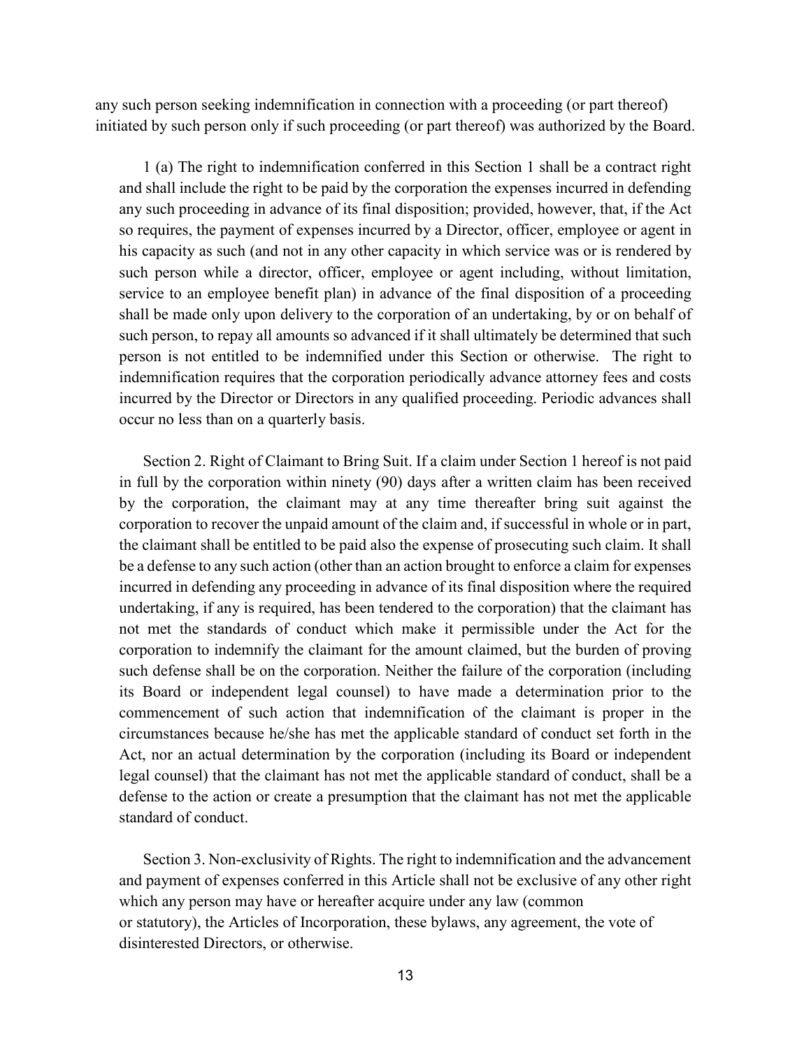any such person seeking indemnification in connection with a proceeding (or part thereof) initiated by such person only if such proceeding (or part thereof) was authorized by the Board.

1 (a) The right to indemnification conferred in this Section 1 shall be a contract right and shall include the right to be paid by the corporation the expenses incurred in defending any such proceeding in advance of its final disposition; provided, however, that, if the Act so requires, the payment of expenses incurred by a Director, officer, employee or agent in his capacity as such (and not in any other capacity in which service was or is rendered by such person while a director, officer, employee or agent including, without limitation, service to an employee benefit plan) in advance of the final disposition of a proceeding shall be made only upon delivery to the corporation of an undertaking, by or on behalf of such person, to repay all amounts so advanced if it shall ultimately be determined that such person is not entitled to be indemnified under this Section or otherwise. The right to indemnification requires that the corporation periodically advance attorney fees and costs incurred by the Director or Directors in any qualified proceeding. Periodic advances shall occur no less than on a quarterly basis.

Section 2. Right of Claimant to Bring Suit. If a claim under Section 1 hereof is not paid in full by the corporation within ninety (90) days after a written claim has been received by the corporation, the claimant may at any time thereafter bring suit against the corporation to recover the unpaid amount of the claim and, if successful in whole or in part, the claimant shall be entitled to be paid also the expense of prosecuting such claim. It shall be a defense to any such action (other than an action brought to enforce a claim for expenses incurred in defending any proceeding in advance of its final disposition where the required undertaking, if any is required, has been tendered to the corporation) that the claimant has not met the standards of conduct which make it permissible under the Act for the corporation to indemnify the claimant for the amount claimed, but the burden of proving such defense shall be on the corporation. Neither the failure of the corporation (including its Board or independent legal counsel) to have made a determination prior to the commencement of such action that indemnification of the claimant is proper in the circumstances because he/she has met the applicable standard of conduct set forth in the Act, nor an actual determination by the corporation (including its Board or independent legal counsel) that the claimant has not met the applicable standard of conduct, shall be a defense to the action or create a presumption that the claimant has not met the applicable standard of conduct.

Section 3. Non-exclusivity of Rights. The right to indemnification and the advancement and payment of expenses conferred in this Article shall not be exclusive of any other right which any person may have or hereafter acquire under any law (common or statutory), the Articles of Incorporation, these bylaws, any agreement, the vote of disinterested Directors, or otherwise.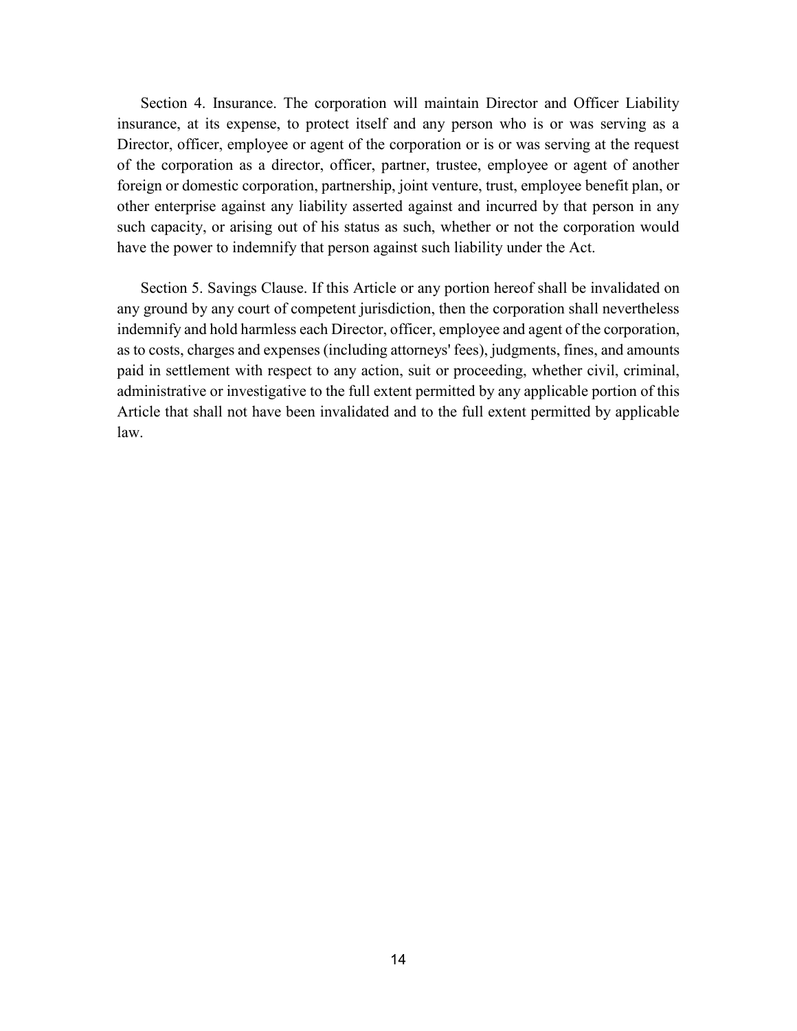Section 4. Insurance. The corporation will maintain Director and Officer Liability insurance, at its expense, to protect itself and any person who is or was serving as a Director, officer, employee or agent of the corporation or is or was serving at the request of the corporation as a director, officer, partner, trustee, employee or agent of another foreign or domestic corporation, partnership, joint venture, trust, employee benefit plan, or other enterprise against any liability asserted against and incurred by that person in any such capacity, or arising out of his status as such, whether or not the corporation would have the power to indemnify that person against such liability under the Act.

Section 5. Savings Clause. If this Article or any portion hereof shall be invalidated on any ground by any court of competent jurisdiction, then the corporation shall nevertheless indemnify and hold harmless each Director, officer, employee and agent of the corporation, as to costs, charges and expenses (including attorneys' fees), judgments, fines, and amounts paid in settlement with respect to any action, suit or proceeding, whether civil, criminal, administrative or investigative to the full extent permitted by any applicable portion of this Article that shall not have been invalidated and to the full extent permitted by applicable law.